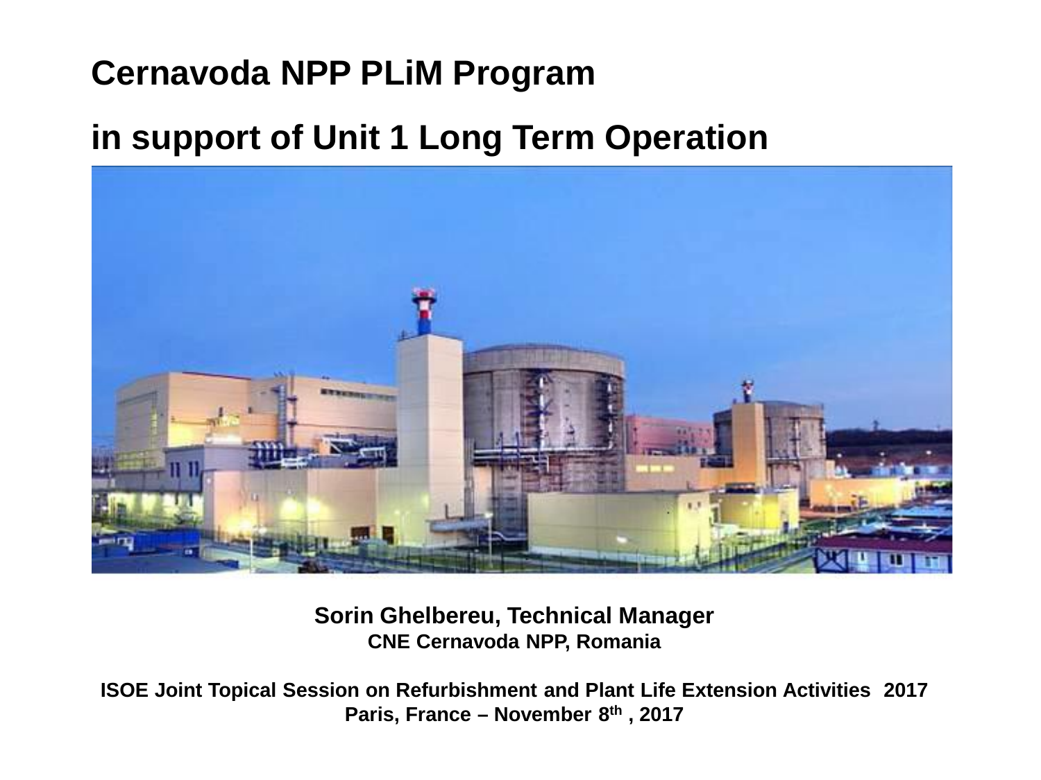# Cernavoda NPP PLiM Program

# in support of Unit 1 Long Term Operation

**Sorin Ghelbereu, Technical Manager**
**CNE Cernavoda NPP, Romania**

**ISOE Joint Topical Session on Refurbishment and Plant Life Extension Activities 2017**
**Paris, France – November 8th , 2017**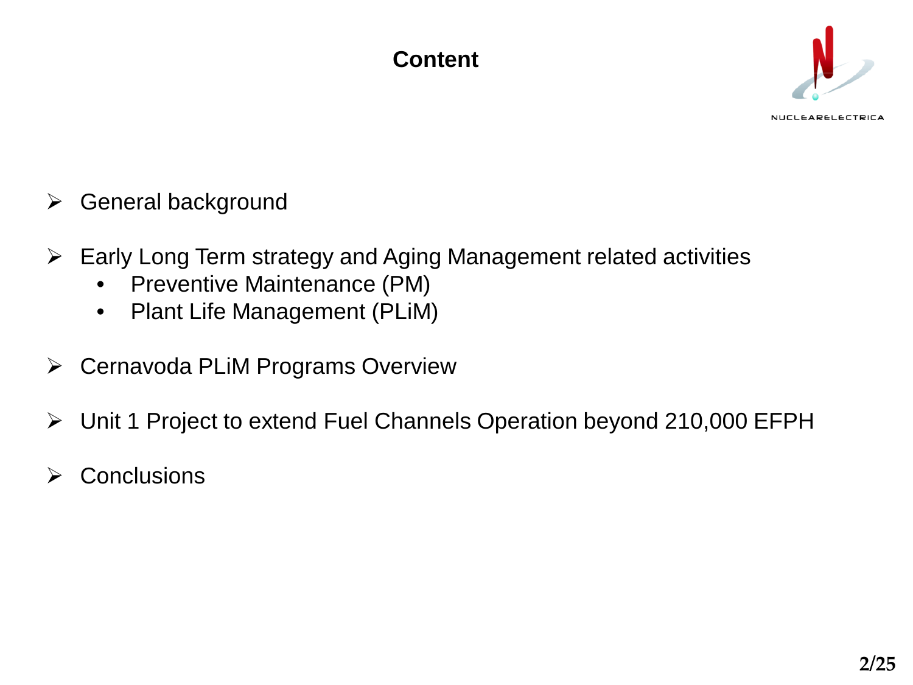# Content

- General background
- Early Long Term strategy and Aging Management related activities
  - Preventive Maintenance (PM)
  - Plant Life Management (PLiM)
- Cernavoda PLiM Programs Overview
- Unit 1 Project to extend Fuel Channels Operation beyond 210,000 EFPH
- Conclusions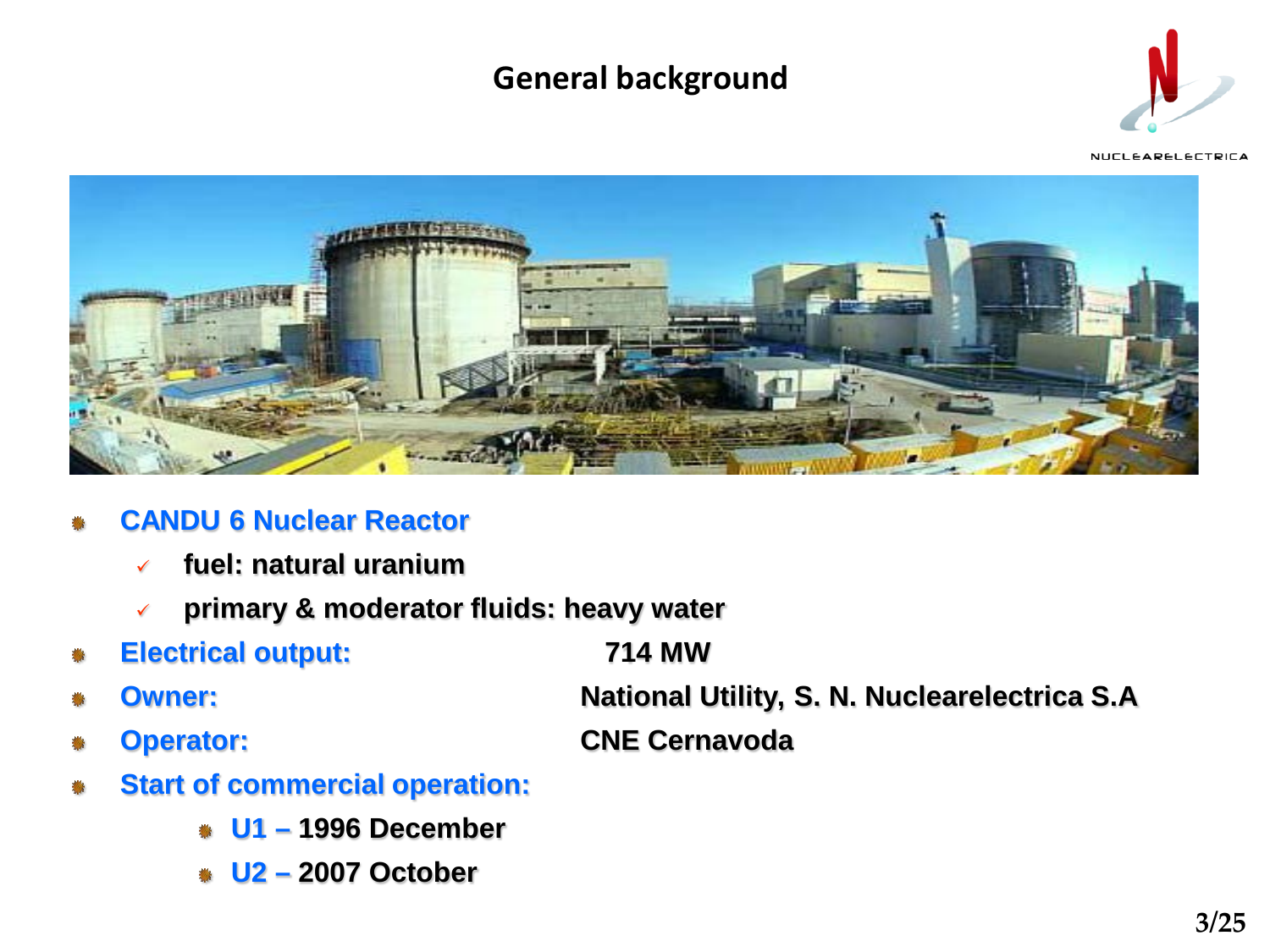## General background

- **CANDU 6 Nuclear Reactor**
  - ✓ **fuel: natural uranium**
  - ✓ **primary & moderator fluids: heavy water**
- **Electrical output:** **714 MW**
- **Owner:** **National Utility, S. N. Nuclearelectrica S.A**
- **Operator:** **CNE Cernavoda**
- **Start of commercial operation:**
  - **U1 – 1996 December**
  - **U2 – 2007 October**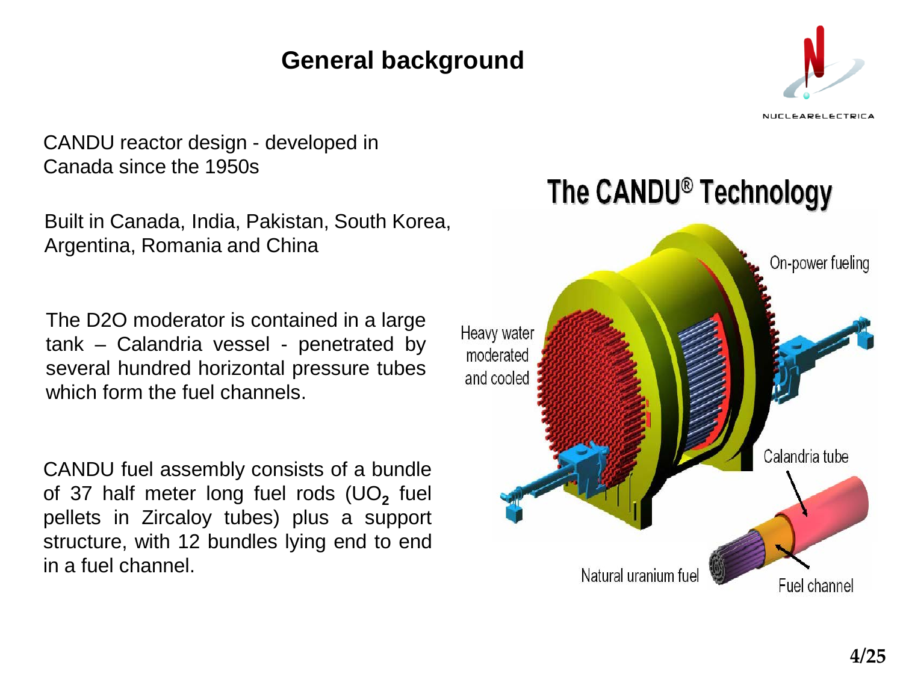# General background

CANDU reactor design - developed in Canada since the 1950s

Built in Canada, India, Pakistan, South Korea, Argentina, Romania and China

The D2O moderator is contained in a large tank – Calandria vessel - penetrated by several hundred horizontal pressure tubes which form the fuel channels.

CANDU fuel assembly consists of a bundle of 37 half meter long fuel rods ($UO_2$ fuel pellets in Zircaloy tubes) plus a support structure, with 12 bundles lying end to end in a fuel channel.

## The CANDU® Technology

Heavy water moderated and cooled

On-power fueling

Calandria tube

Natural uranium fuel

Fuel channel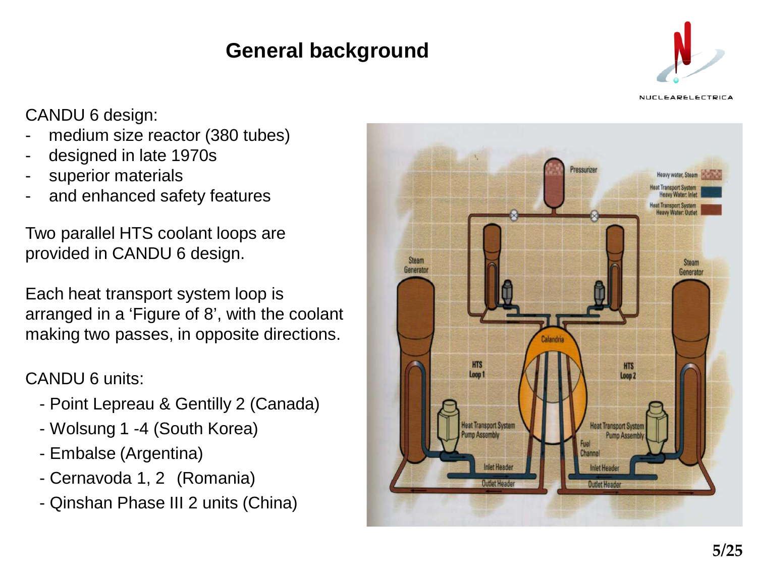# General background

CANDU 6 design:

- medium size reactor (380 tubes)
- designed in late 1970s
- superior materials
- and enhanced safety features

Two parallel HTS coolant loops are provided in CANDU 6 design.

Each heat transport system loop is arranged in a 'Figure of 8', with the coolant making two passes, in opposite directions.

CANDU 6 units:

- Point Lepreau & Gentilly 2 (Canada)
- Wolsung 1 -4 (South Korea)
- Embalse (Argentina)
- Cernavoda 1, 2  (Romania)
- Qinshan Phase III 2 units (China)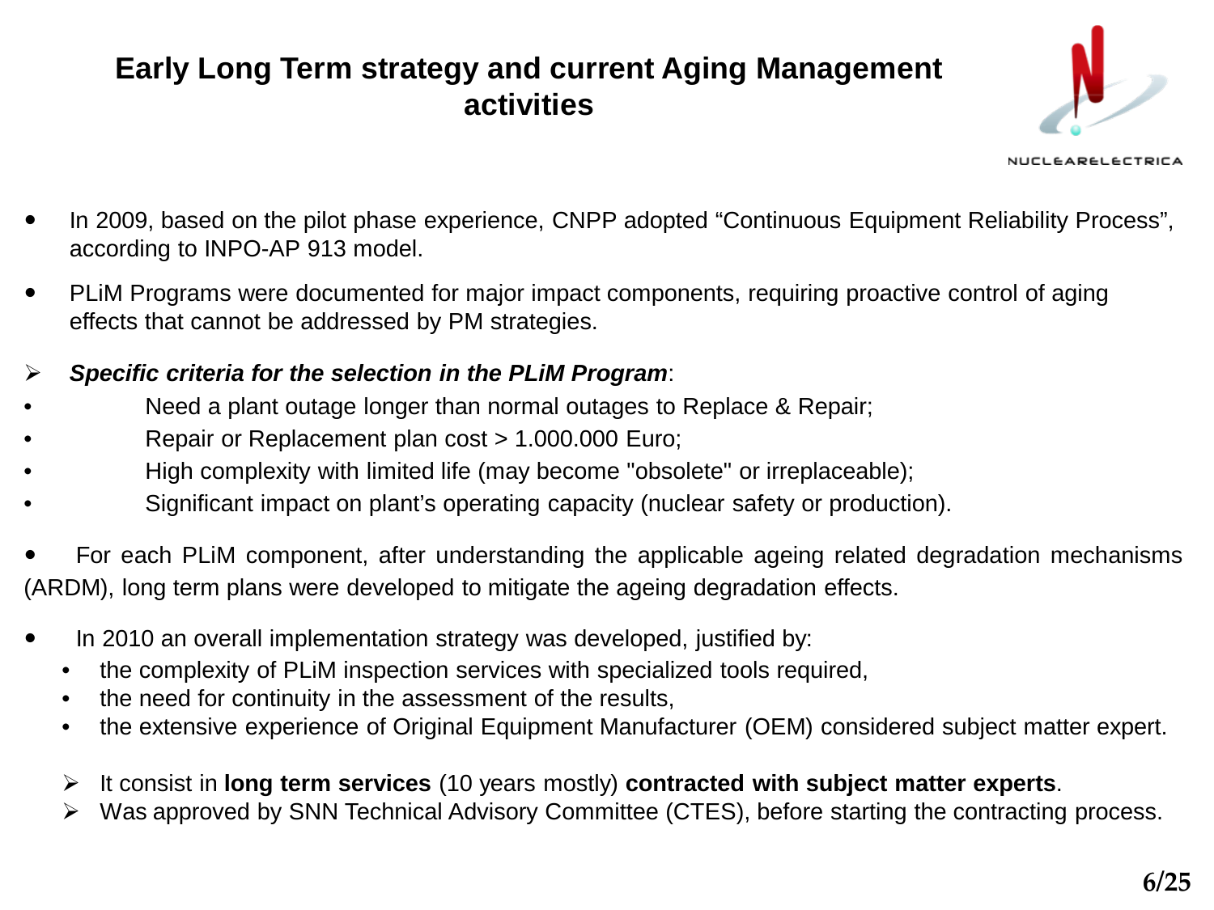# Early Long Term strategy and current Aging Management activities

- In 2009, based on the pilot phase experience, CNPP adopted "Continuous Equipment Reliability Process", according to INPO-AP 913 model.
- PLiM Programs were documented for major impact components, requiring proactive control of aging effects that cannot be addressed by PM strategies.

➢ ***Specific criteria for the selection in the PLiM Program***:

- Need a plant outage longer than normal outages to Replace & Repair;
- Repair or Replacement plan cost > 1.000.000 Euro;
- High complexity with limited life (may become "obsolete" or irreplaceable);
- Significant impact on plant's operating capacity (nuclear safety or production).

- For each PLiM component, after understanding the applicable ageing related degradation mechanisms (ARDM), long term plans were developed to mitigate the ageing degradation effects.

- In 2010 an overall implementation strategy was developed, justified by:
  - the complexity of PLiM inspection services with specialized tools required,
  - the need for continuity in the assessment of the results,
  - the extensive experience of Original Equipment Manufacturer (OEM) considered subject matter expert.

  ➢ It consist in **long term services** (10 years mostly) **contracted with subject matter experts**.
  
  ➢ Was approved by SNN Technical Advisory Committee (CTES), before starting the contracting process.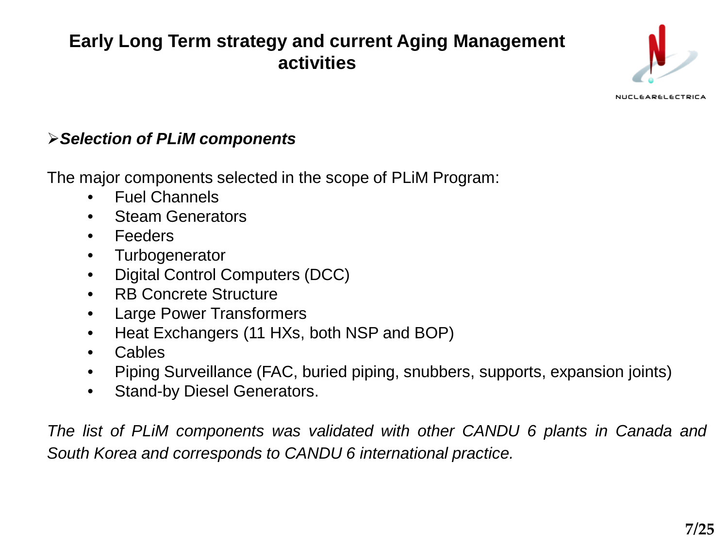# Early Long Term strategy and current Aging Management activities

## ➢ *Selection of PLiM components*

The major components selected in the scope of PLiM Program:

- Fuel Channels
- Steam Generators
- Feeders
- Turbogenerator
- Digital Control Computers (DCC)
- RB Concrete Structure
- Large Power Transformers
- Heat Exchangers (11 HXs, both NSP and BOP)
- Cables
- Piping Surveillance (FAC, buried piping, snubbers, supports, expansion joints)
- Stand-by Diesel Generators.

*The list of PLiM components was validated with other CANDU 6 plants in Canada and South Korea and corresponds to CANDU 6 international practice.*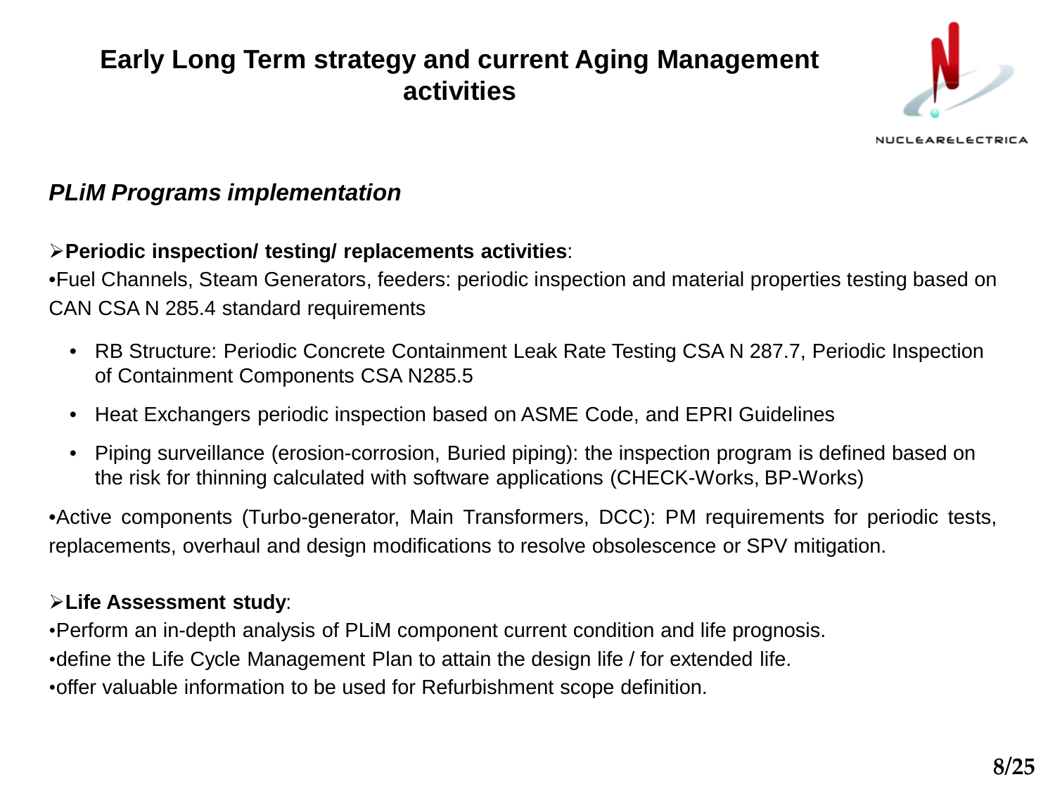# Early Long Term strategy and current Aging Management activities

### *PLiM Programs implementation*

➢**Periodic inspection/ testing/ replacements activities**:

•Fuel Channels, Steam Generators, feeders: periodic inspection and material properties testing based on CAN CSA N 285.4 standard requirements

- RB Structure: Periodic Concrete Containment Leak Rate Testing CSA N 287.7, Periodic Inspection of Containment Components CSA N285.5
- Heat Exchangers periodic inspection based on ASME Code, and EPRI Guidelines
- Piping surveillance (erosion-corrosion, Buried piping): the inspection program is defined based on the risk for thinning calculated with software applications (CHECK-Works, BP-Works)

•Active components (Turbo-generator, Main Transformers, DCC): PM requirements for periodic tests, replacements, overhaul and design modifications to resolve obsolescence or SPV mitigation.

➢**Life Assessment study**:

•Perform an in-depth analysis of PLiM component current condition and life prognosis.

•define the Life Cycle Management Plan to attain the design life / for extended life.

•offer valuable information to be used for Refurbishment scope definition.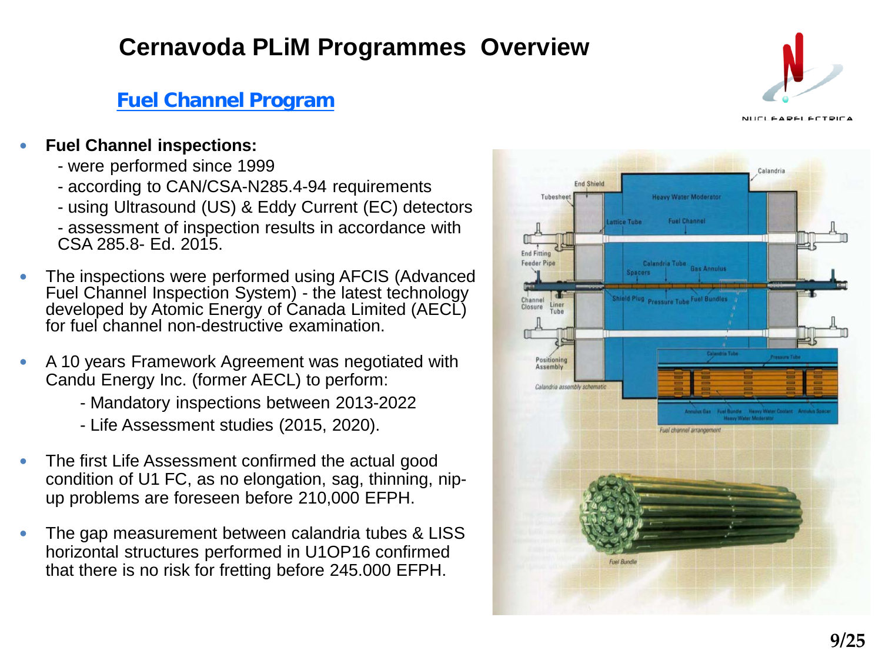# Cernavoda PLiM Programmes Overview

## Fuel Channel Program

- **Fuel Channel inspections:**
  - were performed since 1999
  - according to CAN/CSA-N285.4-94 requirements
  - using Ultrasound (US) & Eddy Current (EC) detectors
  - assessment of inspection results in accordance with CSA 285.8- Ed. 2015.
- The inspections were performed using AFCIS (Advanced Fuel Channel Inspection System) - the latest technology developed by Atomic Energy of Canada Limited (AECL) for fuel channel non-destructive examination.
- A 10 years Framework Agreement was negotiated with Candu Energy Inc. (former AECL) to perform:
  - Mandatory inspections between 2013-2022
  - Life Assessment studies (2015, 2020).
- The first Life Assessment confirmed the actual good condition of U1 FC, as no elongation, sag, thinning, nip-up problems are foreseen before 210,000 EFPH.
- The gap measurement between calandria tubes & LISS horizontal structures performed in U1OP16 confirmed that there is no risk for fretting before 245.000 EFPH.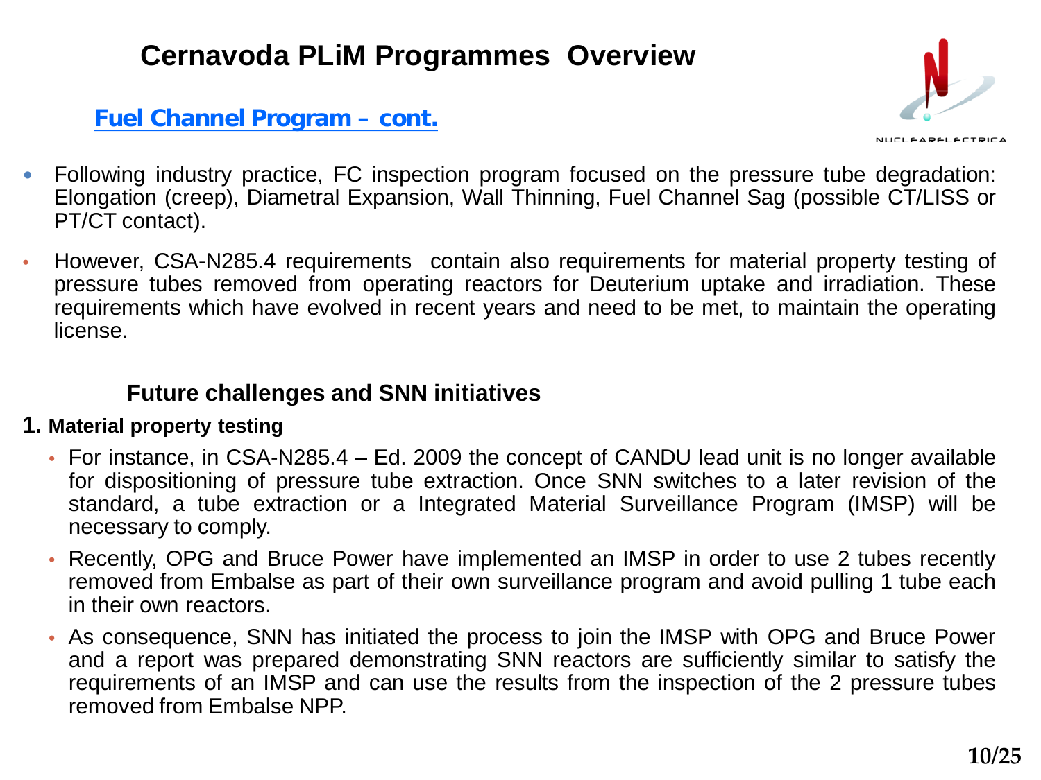# Cernavoda PLiM Programmes Overview

## Fuel Channel Program – cont.

- Following industry practice, FC inspection program focused on the pressure tube degradation: Elongation (creep), Diametral Expansion, Wall Thinning, Fuel Channel Sag (possible CT/LISS or PT/CT contact).
- However, CSA-N285.4 requirements contain also requirements for material property testing of pressure tubes removed from operating reactors for Deuterium uptake and irradiation. These requirements which have evolved in recent years and need to be met, to maintain the operating license.

### Future challenges and SNN initiatives

**1. Material property testing**

- For instance, in CSA-N285.4 – Ed. 2009 the concept of CANDU lead unit is no longer available for dispositioning of pressure tube extraction. Once SNN switches to a later revision of the standard, a tube extraction or a Integrated Material Surveillance Program (IMSP) will be necessary to comply.
- Recently, OPG and Bruce Power have implemented an IMSP in order to use 2 tubes recently removed from Embalse as part of their own surveillance program and avoid pulling 1 tube each in their own reactors.
- As consequence, SNN has initiated the process to join the IMSP with OPG and Bruce Power and a report was prepared demonstrating SNN reactors are sufficiently similar to satisfy the requirements of an IMSP and can use the results from the inspection of the 2 pressure tubes removed from Embalse NPP.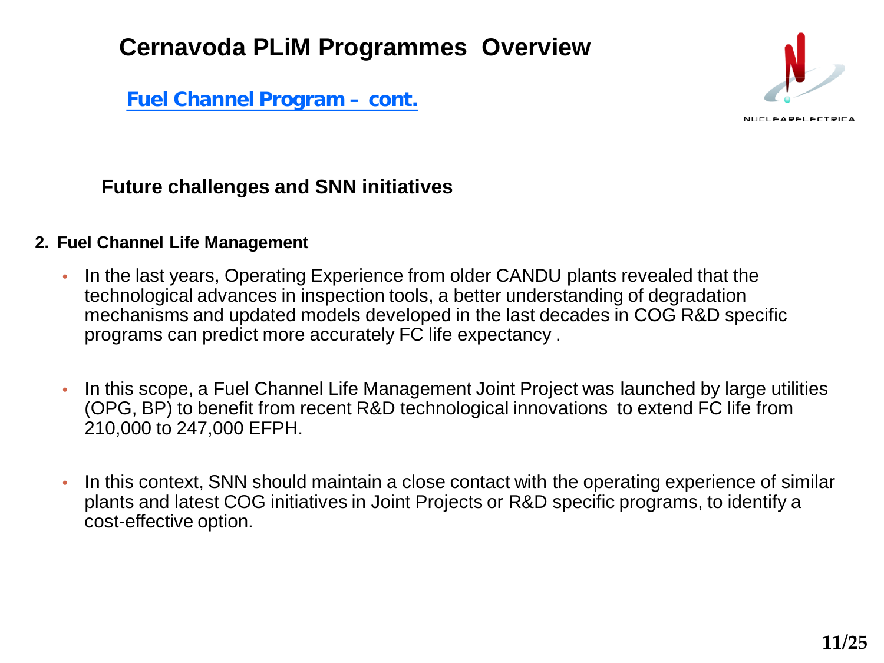# Cernavoda PLiM Programmes Overview

**Fuel Channel Program – cont.**

### Future challenges and SNN initiatives

**2. Fuel Channel Life Management**

- In the last years, Operating Experience from older CANDU plants revealed that the technological advances in inspection tools, a better understanding of degradation mechanisms and updated models developed in the last decades in COG R&D specific programs can predict more accurately FC life expectancy .
- In this scope, a Fuel Channel Life Management Joint Project was launched by large utilities (OPG, BP) to benefit from recent R&D technological innovations to extend FC life from 210,000 to 247,000 EFPH.
- In this context, SNN should maintain a close contact with the operating experience of similar plants and latest COG initiatives in Joint Projects or R&D specific programs, to identify a cost-effective option.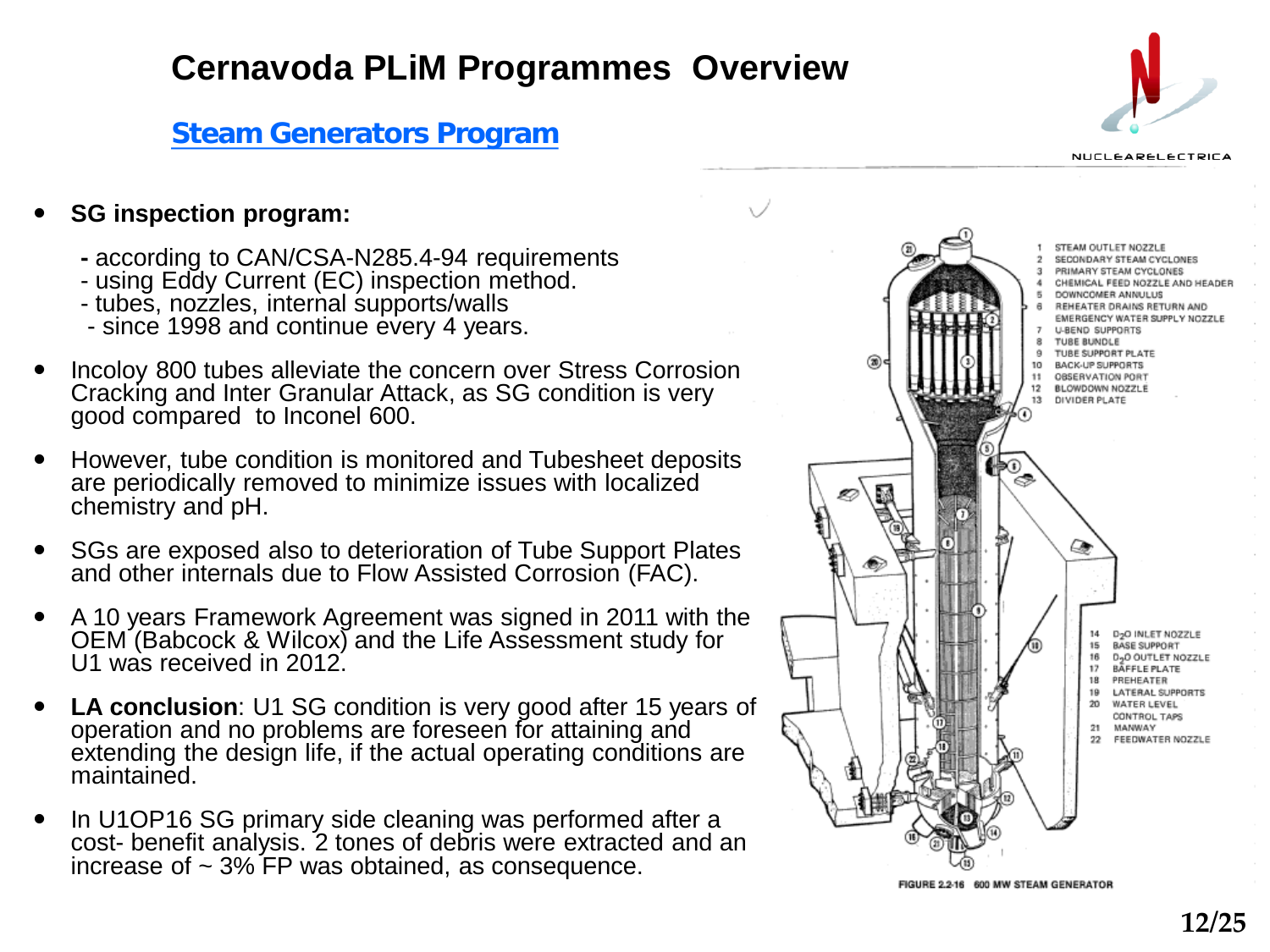# Cernavoda PLiM Programmes Overview

## Steam Generators Program

- **SG inspection program:**
  - according to CAN/CSA-N285.4-94 requirements
  - using Eddy Current (EC) inspection method.
  - tubes, nozzles, internal supports/walls
  - since 1998 and continue every 4 years.
- Incoloy 800 tubes alleviate the concern over Stress Corrosion Cracking and Inter Granular Attack, as SG condition is very good compared to Inconel 600.
- However, tube condition is monitored and Tubesheet deposits are periodically removed to minimize issues with localized chemistry and pH.
- SGs are exposed also to deterioration of Tube Support Plates and other internals due to Flow Assisted Corrosion (FAC).
- A 10 years Framework Agreement was signed in 2011 with the OEM (Babcock & Wilcox) and the Life Assessment study for U1 was received in 2012.
- **LA conclusion**: U1 SG condition is very good after 15 years of operation and no problems are foreseen for attaining and extending the design life, if the actual operating conditions are maintained.
- In U1OP16 SG primary side cleaning was performed after a cost- benefit analysis. 2 tones of debris were extracted and an increase of ~ 3% FP was obtained, as consequence.

1. STEAM OUTLET NOZZLE
2. SECONDARY STEAM CYCLONES
3. PRIMARY STEAM CYCLONES
4. CHEMICAL FEED NOZZLE AND HEADER
5. DOWNCOMER ANNULUS
6. REHEATER DRAINS RETURN AND EMERGENCY WATER SUPPLY NOZZLE
7. U-BEND SUPPORTS
8. TUBE BUNDLE
9. TUBE SUPPORT PLATE
10. BACK-UP SUPPORTS
11. OBSERVATION PORT
12. BLOWDOWN NOZZLE
13. DIVIDER PLATE
14. $D_2O$ INLET NOZZLE
15. BASE SUPPORT
16. $D_2O$ OUTLET NOZZLE
17. BAFFLE PLATE
18. PREHEATER
19. LATERAL SUPPORTS
20. WATER LEVEL CONTROL TAPS
21. MANWAY
22. FEEDWATER NOZZLE

FIGURE 2.2-16 600 MW STEAM GENERATOR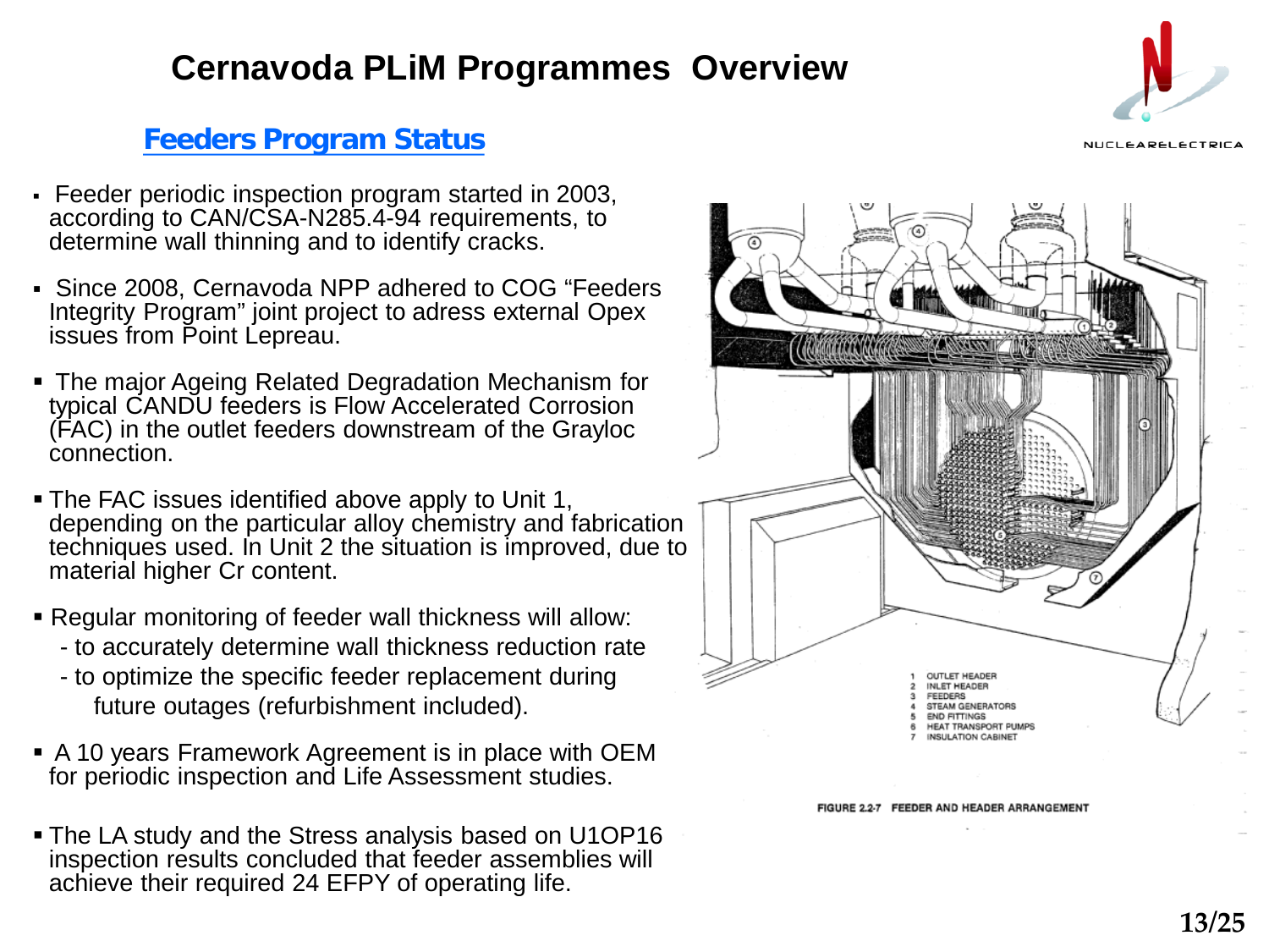# Cernavoda PLiM Programmes Overview

## Feeders Program Status

- Feeder periodic inspection program started in 2003, according to CAN/CSA-N285.4-94 requirements, to determine wall thinning and to identify cracks.
- Since 2008, Cernavoda NPP adhered to COG "Feeders Integrity Program" joint project to adress external Opex issues from Point Lepreau.
- The major Ageing Related Degradation Mechanism for typical CANDU feeders is Flow Accelerated Corrosion (FAC) in the outlet feeders downstream of the Grayloc connection.
- The FAC issues identified above apply to Unit 1, depending on the particular alloy chemistry and fabrication techniques used. In Unit 2 the situation is improved, due to material higher Cr content.
- Regular monitoring of feeder wall thickness will allow:
  - to accurately determine wall thickness reduction rate
  - to optimize the specific feeder replacement during future outages (refurbishment included).
- A 10 years Framework Agreement is in place with OEM for periodic inspection and Life Assessment studies.
- The LA study and the Stress analysis based on U1OP16 inspection results concluded that feeder assemblies will achieve their required 24 EFPY of operating life.

1. OUTLET HEADER
2. INLET HEADER
3. FEEDERS
4. STEAM GENERATORS
5. END FITTINGS
6. HEAT TRANSPORT PUMPS
7. INSULATION CABINET

FIGURE 2.2-7 FEEDER AND HEADER ARRANGEMENT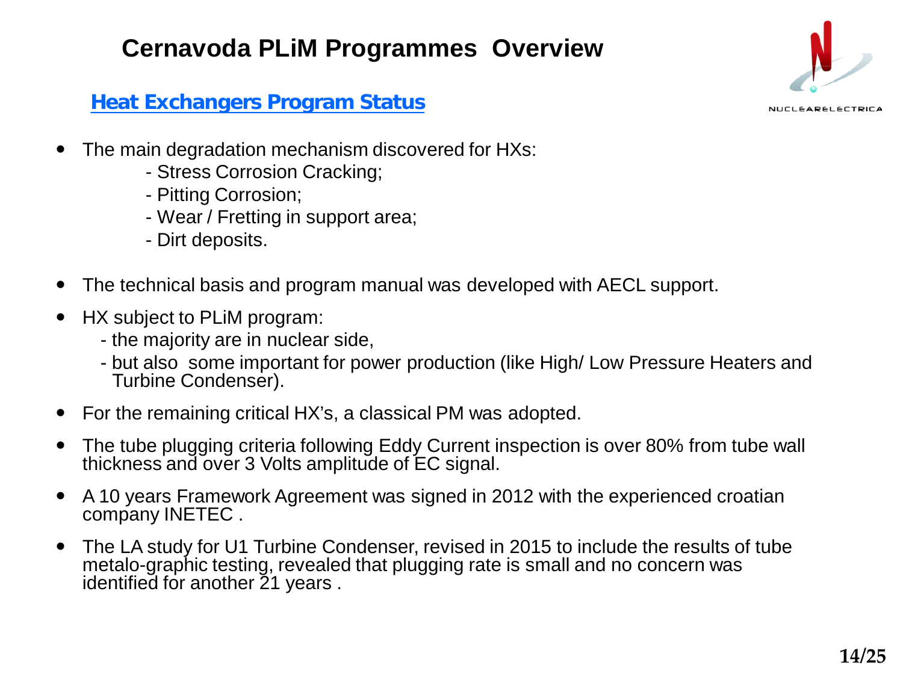# Cernavoda PLiM Programmes Overview

## Heat Exchangers Program Status

- The main degradation mechanism discovered for HXs:
  - Stress Corrosion Cracking;
  - Pitting Corrosion;
  - Wear / Fretting in support area;
  - Dirt deposits.
- The technical basis and program manual was developed with AECL support.
- HX subject to PLiM program:
  - the majority are in nuclear side,
  - but also some important for power production (like High/ Low Pressure Heaters and Turbine Condenser).
- For the remaining critical HX's, a classical PM was adopted.
- The tube plugging criteria following Eddy Current inspection is over 80% from tube wall thickness and over 3 Volts amplitude of EC signal.
- A 10 years Framework Agreement was signed in 2012 with the experienced croatian company INETEC .
- The LA study for U1 Turbine Condenser, revised in 2015 to include the results of tube metalo-graphic testing, revealed that plugging rate is small and no concern was identified for another 21 years .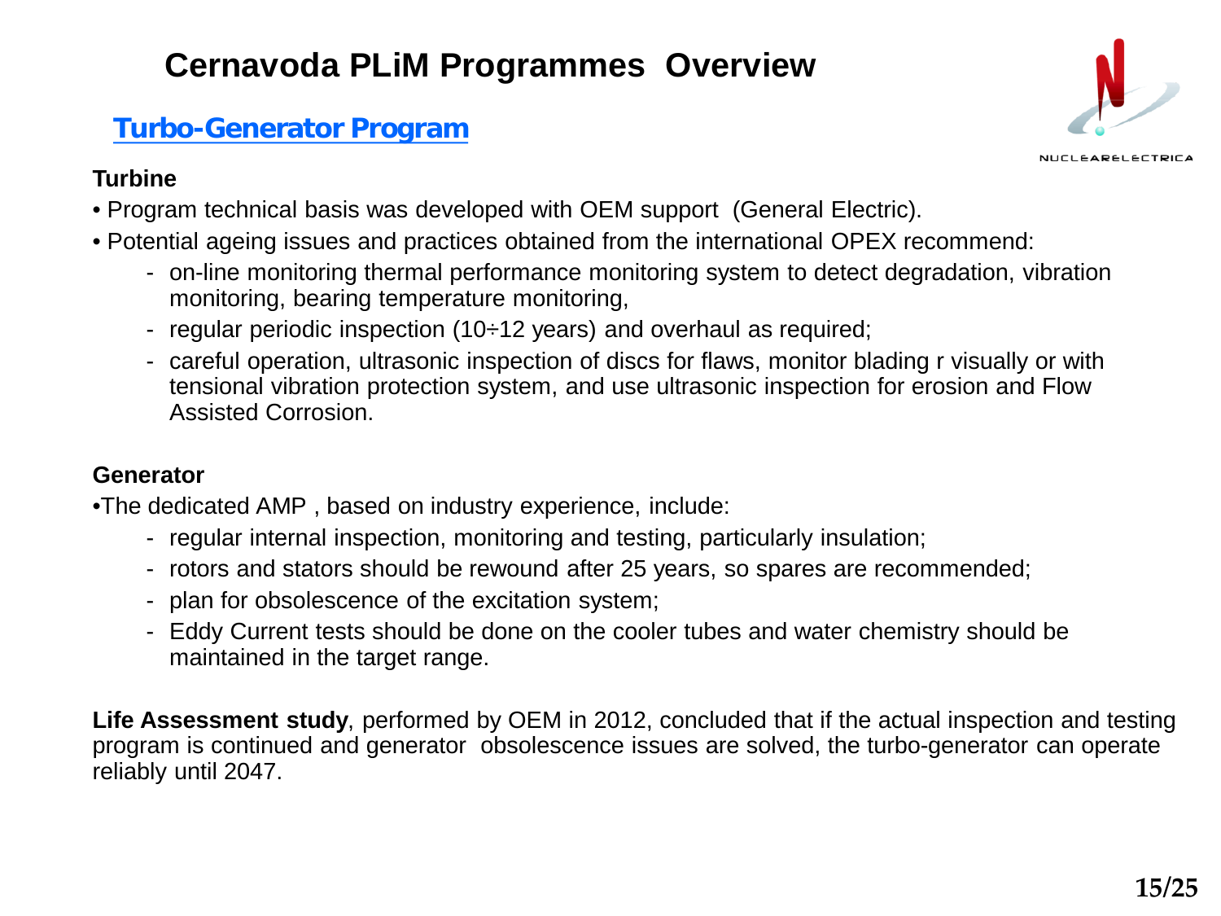# Cernavoda PLiM Programmes Overview

## Turbo-Generator Program

### Turbine

- Program technical basis was developed with OEM support (General Electric).
- Potential ageing issues and practices obtained from the international OPEX recommend:
  - on-line monitoring thermal performance monitoring system to detect degradation, vibration monitoring, bearing temperature monitoring,
  - regular periodic inspection (10÷12 years) and overhaul as required;
  - careful operation, ultrasonic inspection of discs for flaws, monitor blading r visually or with tensional vibration protection system, and use ultrasonic inspection for erosion and Flow Assisted Corrosion.

### Generator

- The dedicated AMP , based on industry experience, include:
  - regular internal inspection, monitoring and testing, particularly insulation;
  - rotors and stators should be rewound after 25 years, so spares are recommended;
  - plan for obsolescence of the excitation system;
  - Eddy Current tests should be done on the cooler tubes and water chemistry should be maintained in the target range.

**Life Assessment study**, performed by OEM in 2012, concluded that if the actual inspection and testing program is continued and generator obsolescence issues are solved, the turbo-generator can operate reliably until 2047.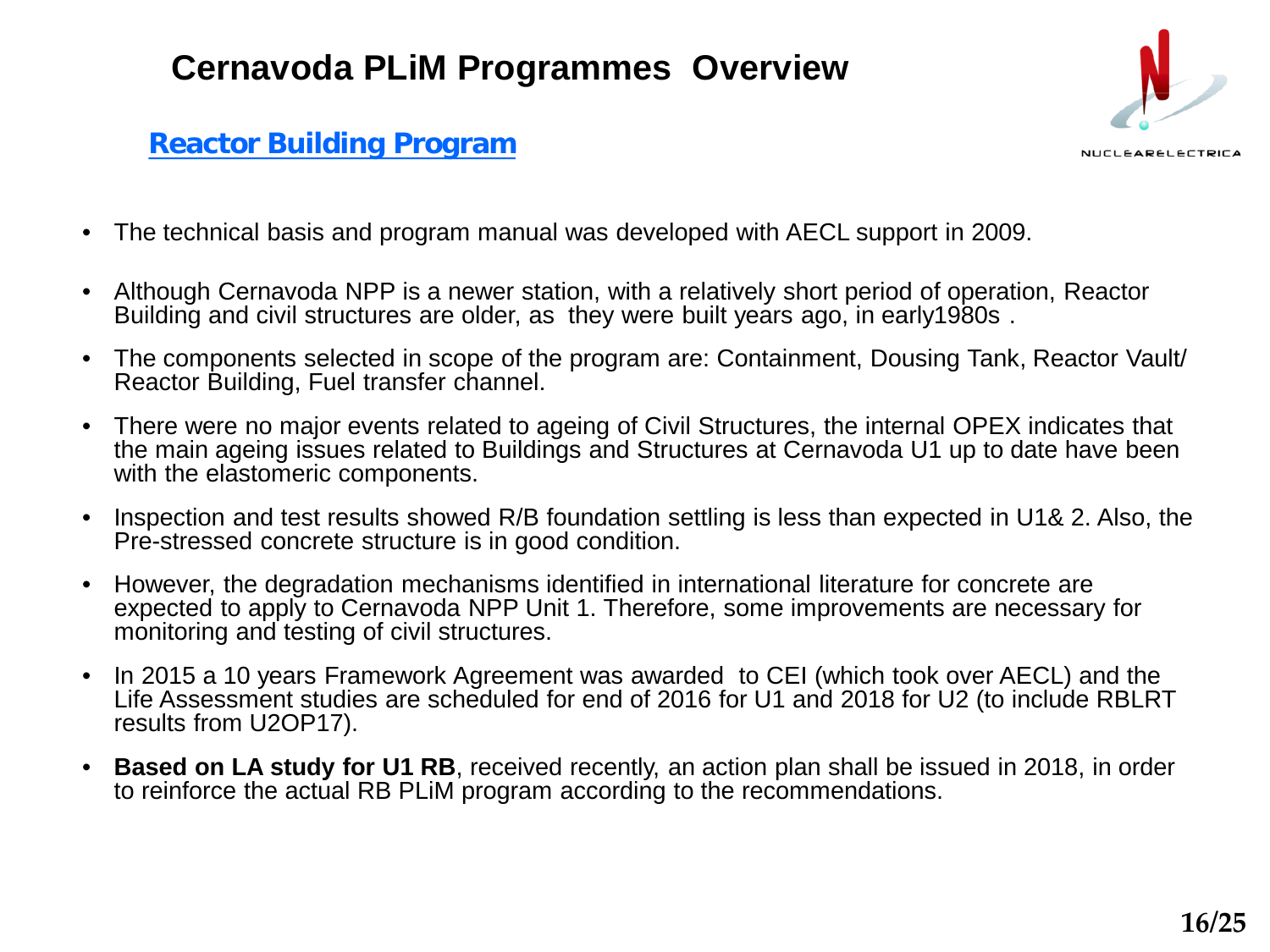# Cernavoda PLiM Programmes Overview

## Reactor Building Program

- The technical basis and program manual was developed with AECL support in 2009.
- Although Cernavoda NPP is a newer station, with a relatively short period of operation, Reactor Building and civil structures are older, as they were built years ago, in early1980s .
- The components selected in scope of the program are: Containment, Dousing Tank, Reactor Vault/ Reactor Building, Fuel transfer channel.
- There were no major events related to ageing of Civil Structures, the internal OPEX indicates that the main ageing issues related to Buildings and Structures at Cernavoda U1 up to date have been with the elastomeric components.
- Inspection and test results showed R/B foundation settling is less than expected in U1& 2. Also, the Pre-stressed concrete structure is in good condition.
- However, the degradation mechanisms identified in international literature for concrete are expected to apply to Cernavoda NPP Unit 1. Therefore, some improvements are necessary for monitoring and testing of civil structures.
- In 2015 a 10 years Framework Agreement was awarded to CEI (which took over AECL) and the Life Assessment studies are scheduled for end of 2016 for U1 and 2018 for U2 (to include RBLRT results from U2OP17).
- **Based on LA study for U1 RB**, received recently, an action plan shall be issued in 2018, in order to reinforce the actual RB PLiM program according to the recommendations.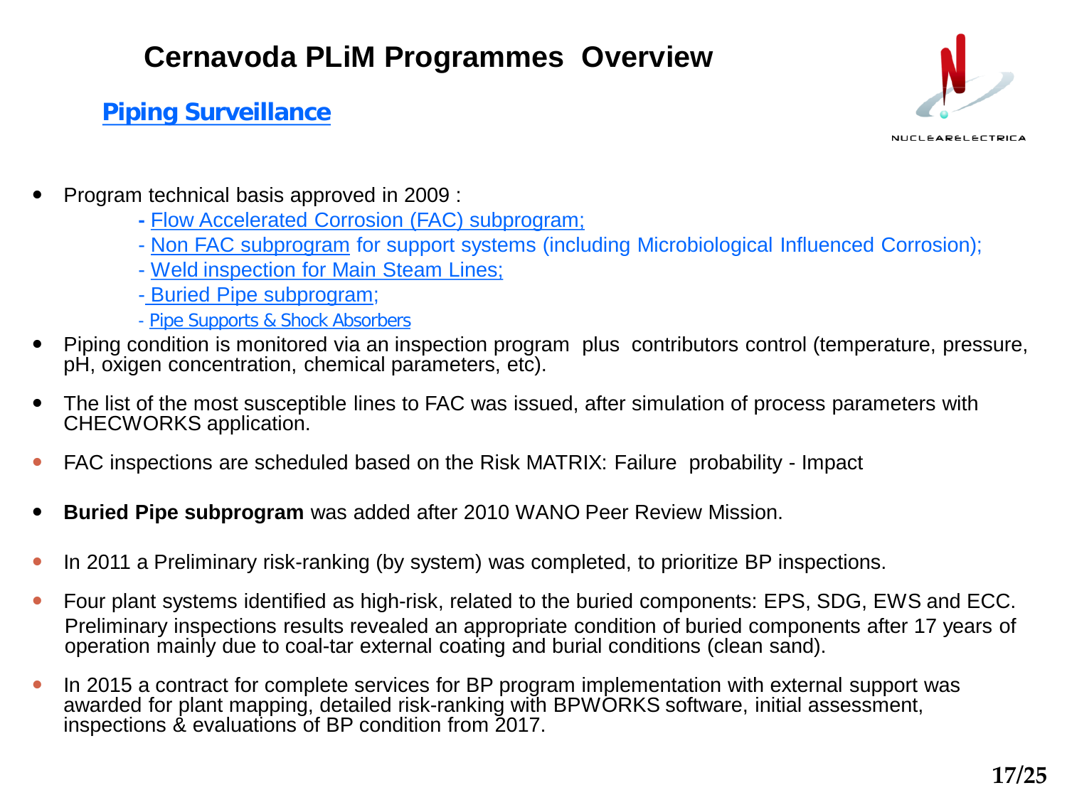# Cernavoda PLiM Programmes Overview

## Piping Surveillance

- Program technical basis approved in 2009 :
  - Flow Accelerated Corrosion (FAC) subprogram;
  - Non FAC subprogram for support systems (including Microbiological Influenced Corrosion);
  - Weld inspection for Main Steam Lines;
  - Buried Pipe subprogram;
  - Pipe Supports & Shock Absorbers
- Piping condition is monitored via an inspection program plus contributors control (temperature, pressure, pH, oxigen concentration, chemical parameters, etc).
- The list of the most susceptible lines to FAC was issued, after simulation of process parameters with CHECWORKS application.
- FAC inspections are scheduled based on the Risk MATRIX: Failure probability - Impact
- **Buried Pipe subprogram** was added after 2010 WANO Peer Review Mission.
- In 2011 a Preliminary risk-ranking (by system) was completed, to prioritize BP inspections.
- Four plant systems identified as high-risk, related to the buried components: EPS, SDG, EWS and ECC. Preliminary inspections results revealed an appropriate condition of buried components after 17 years of operation mainly due to coal-tar external coating and burial conditions (clean sand).
- In 2015 a contract for complete services for BP program implementation with external support was awarded for plant mapping, detailed risk-ranking with BPWORKS software, initial assessment, inspections & evaluations of BP condition from 2017.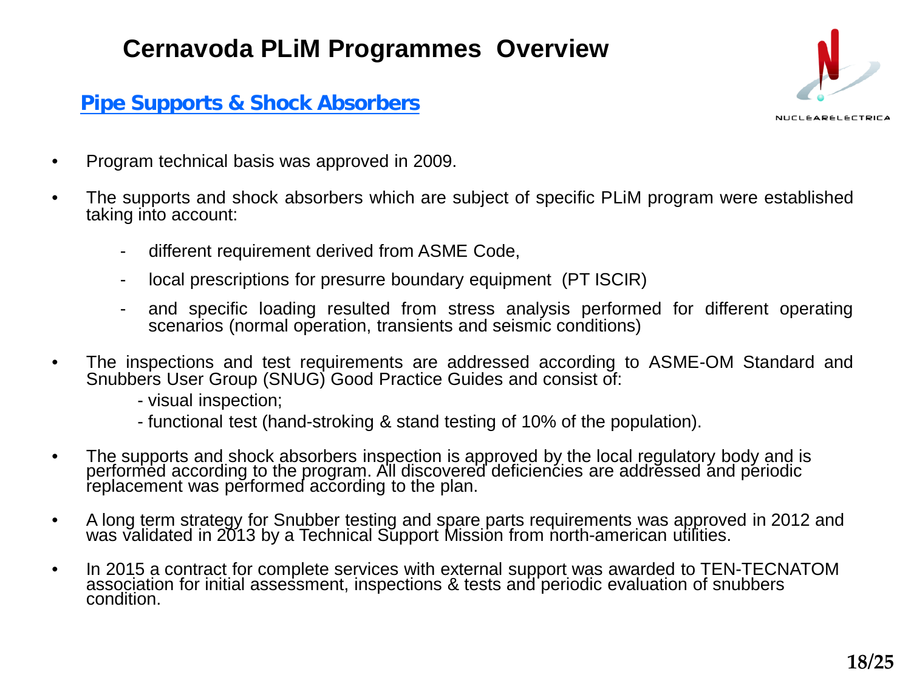# Cernavoda PLiM Programmes Overview

## Pipe Supports & Shock Absorbers

- Program technical basis was approved in 2009.
- The supports and shock absorbers which are subject of specific PLiM program were established taking into account:
  - different requirement derived from ASME Code,
  - local prescriptions for presurre boundary equipment (PT ISCIR)
  - and specific loading resulted from stress analysis performed for different operating scenarios (normal operation, transients and seismic conditions)
- The inspections and test requirements are addressed according to ASME-OM Standard and Snubbers User Group (SNUG) Good Practice Guides and consist of:
  - visual inspection;
  - functional test (hand-stroking & stand testing of 10% of the population).
- The supports and shock absorbers inspection is approved by the local regulatory body and is performed according to the program. All discovered deficiencies are addressed and periodic replacement was performed according to the plan.
- A long term strategy for Snubber testing and spare parts requirements was approved in 2012 and was validated in 2013 by a Technical Support Mission from north-american utilities.
- In 2015 a contract for complete services with external support was awarded to TEN-TECNATOM association for initial assessment, inspections & tests and periodic evaluation of snubbers condition.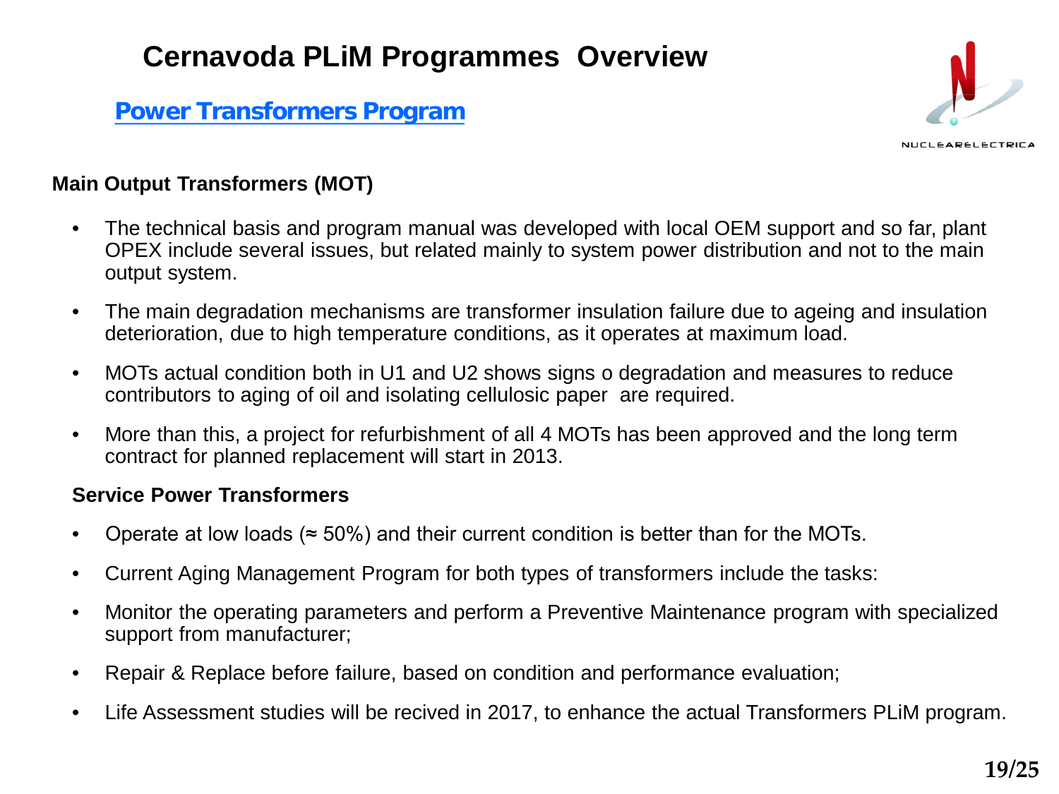# Cernavoda PLiM Programmes Overview

## Power Transformers Program

NUCLEARELECTRICA

### Main Output Transformers (MOT)

- The technical basis and program manual was developed with local OEM support and so far, plant OPEX include several issues, but related mainly to system power distribution and not to the main output system.
- The main degradation mechanisms are transformer insulation failure due to ageing and insulation deterioration, due to high temperature conditions, as it operates at maximum load.
- MOTs actual condition both in U1 and U2 shows signs o degradation and measures to reduce contributors to aging of oil and isolating cellulosic paper are required.
- More than this, a project for refurbishment of all 4 MOTs has been approved and the long term contract for planned replacement will start in 2013.

### Service Power Transformers

- Operate at low loads (≈ 50%) and their current condition is better than for the MOTs.
- Current Aging Management Program for both types of transformers include the tasks:
- Monitor the operating parameters and perform a Preventive Maintenance program with specialized support from manufacturer;
- Repair & Replace before failure, based on condition and performance evaluation;
- Life Assessment studies will be recived in 2017, to enhance the actual Transformers PLiM program.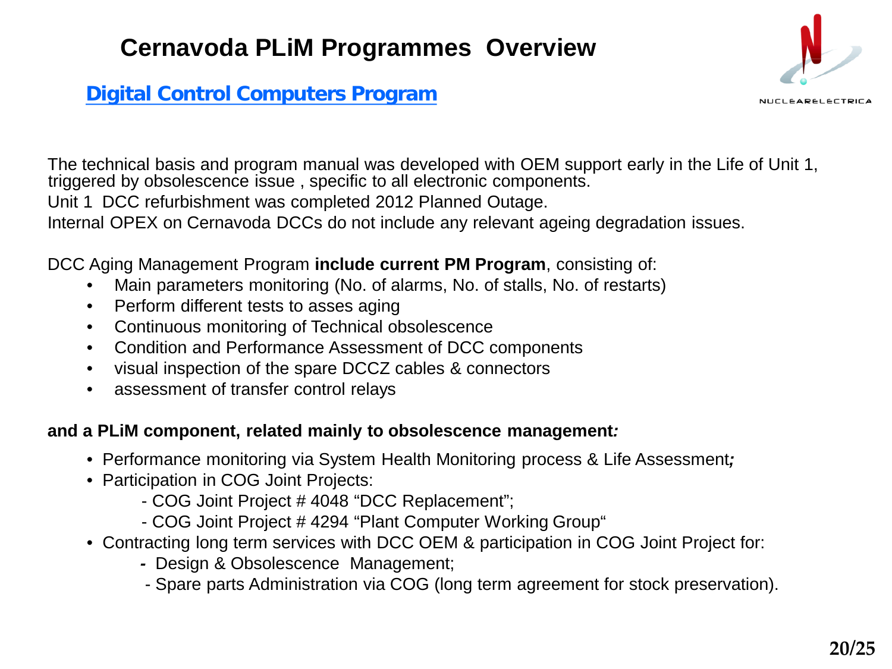# Cernavoda PLiM Programmes Overview

## Digital Control Computers Program

The technical basis and program manual was developed with OEM support early in the Life of Unit 1, triggered by obsolescence issue , specific to all electronic components.

Unit 1 DCC refurbishment was completed 2012 Planned Outage.

Internal OPEX on Cernavoda DCCs do not include any relevant ageing degradation issues.

DCC Aging Management Program **include current PM Program**, consisting of:

- Main parameters monitoring (No. of alarms, No. of stalls, No. of restarts)
- Perform different tests to asses aging
- Continuous monitoring of Technical obsolescence
- Condition and Performance Assessment of DCC components
- visual inspection of the spare DCCZ cables & connectors
- assessment of transfer control relays

**and a PLiM component, related mainly to obsolescence management*:***

- Performance monitoring via System Health Monitoring process & Life Assessment***;***
- Participation in COG Joint Projects:
  - COG Joint Project # 4048 “DCC Replacement”;
  - COG Joint Project # 4294 “Plant Computer Working Group“
- Contracting long term services with DCC OEM & participation in COG Joint Project for:
  - Design & Obsolescence Management;
  - Spare parts Administration via COG (long term agreement for stock preservation).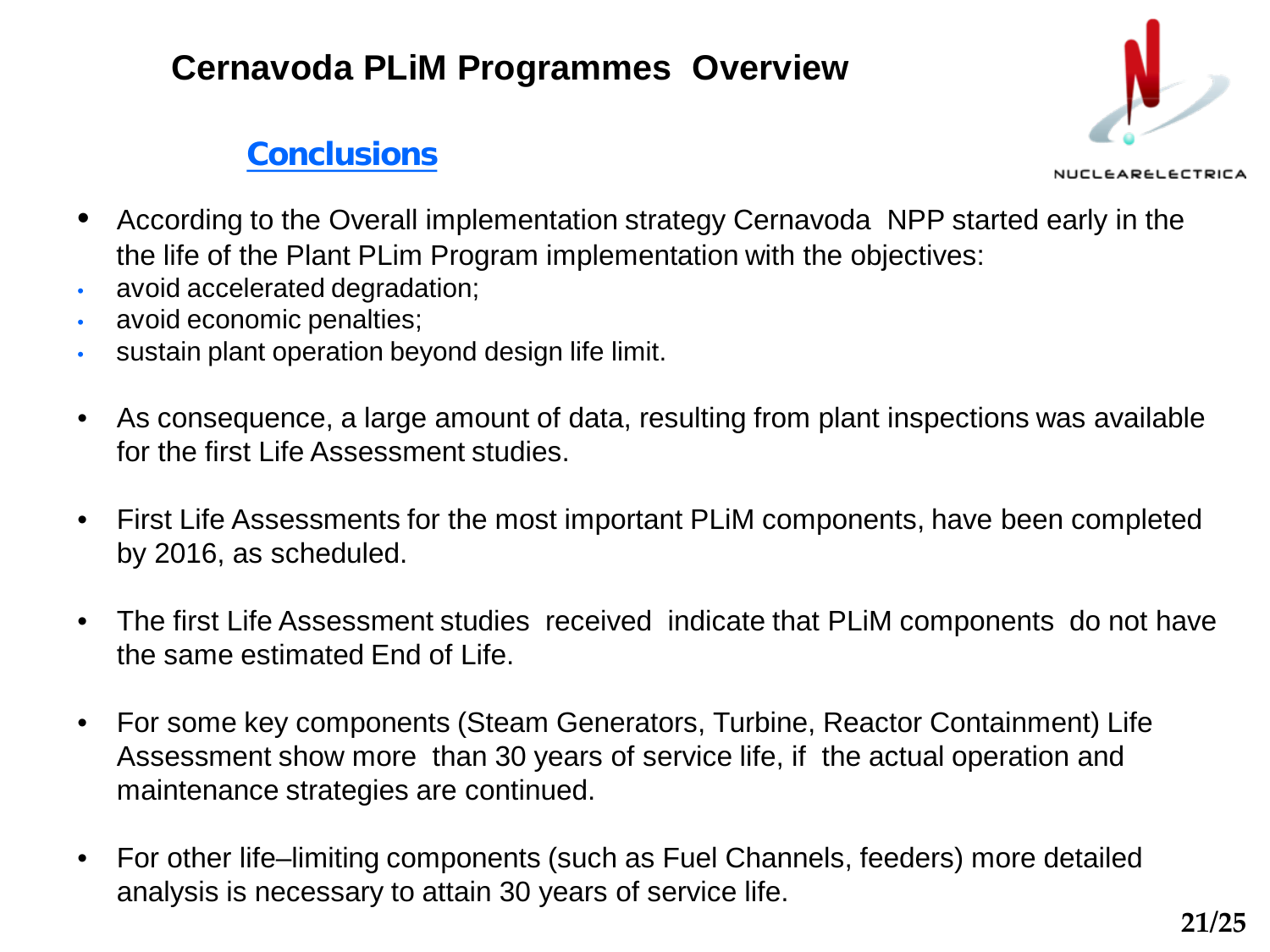# Cernavoda PLiM Programmes Overview

## Conclusions

- According to the Overall implementation strategy Cernavoda NPP started early in the the life of the Plant PLim Program implementation with the objectives:
  - avoid accelerated degradation;
  - avoid economic penalties;
  - sustain plant operation beyond design life limit.
- As consequence, a large amount of data, resulting from plant inspections was available for the first Life Assessment studies.
- First Life Assessments for the most important PLiM components, have been completed by 2016, as scheduled.
- The first Life Assessment studies received indicate that PLiM components do not have the same estimated End of Life.
- For some key components (Steam Generators, Turbine, Reactor Containment) Life Assessment show more than 30 years of service life, if the actual operation and maintenance strategies are continued.
- For other life–limiting components (such as Fuel Channels, feeders) more detailed analysis is necessary to attain 30 years of service life.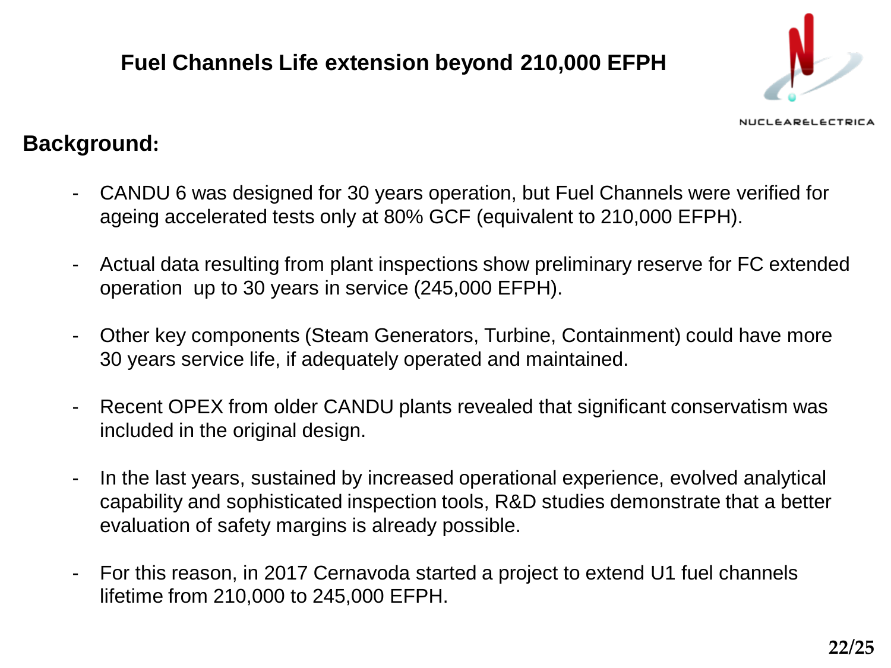# Fuel Channels Life extension beyond 210,000 EFPH

## Background:

- CANDU 6 was designed for 30 years operation, but Fuel Channels were verified for ageing accelerated tests only at 80% GCF (equivalent to 210,000 EFPH).
- Actual data resulting from plant inspections show preliminary reserve for FC extended operation up to 30 years in service (245,000 EFPH).
- Other key components (Steam Generators, Turbine, Containment) could have more 30 years service life, if adequately operated and maintained.
- Recent OPEX from older CANDU plants revealed that significant conservatism was included in the original design.
- In the last years, sustained by increased operational experience, evolved analytical capability and sophisticated inspection tools, R&D studies demonstrate that a better evaluation of safety margins is already possible.
- For this reason, in 2017 Cernavoda started a project to extend U1 fuel channels lifetime from 210,000 to 245,000 EFPH.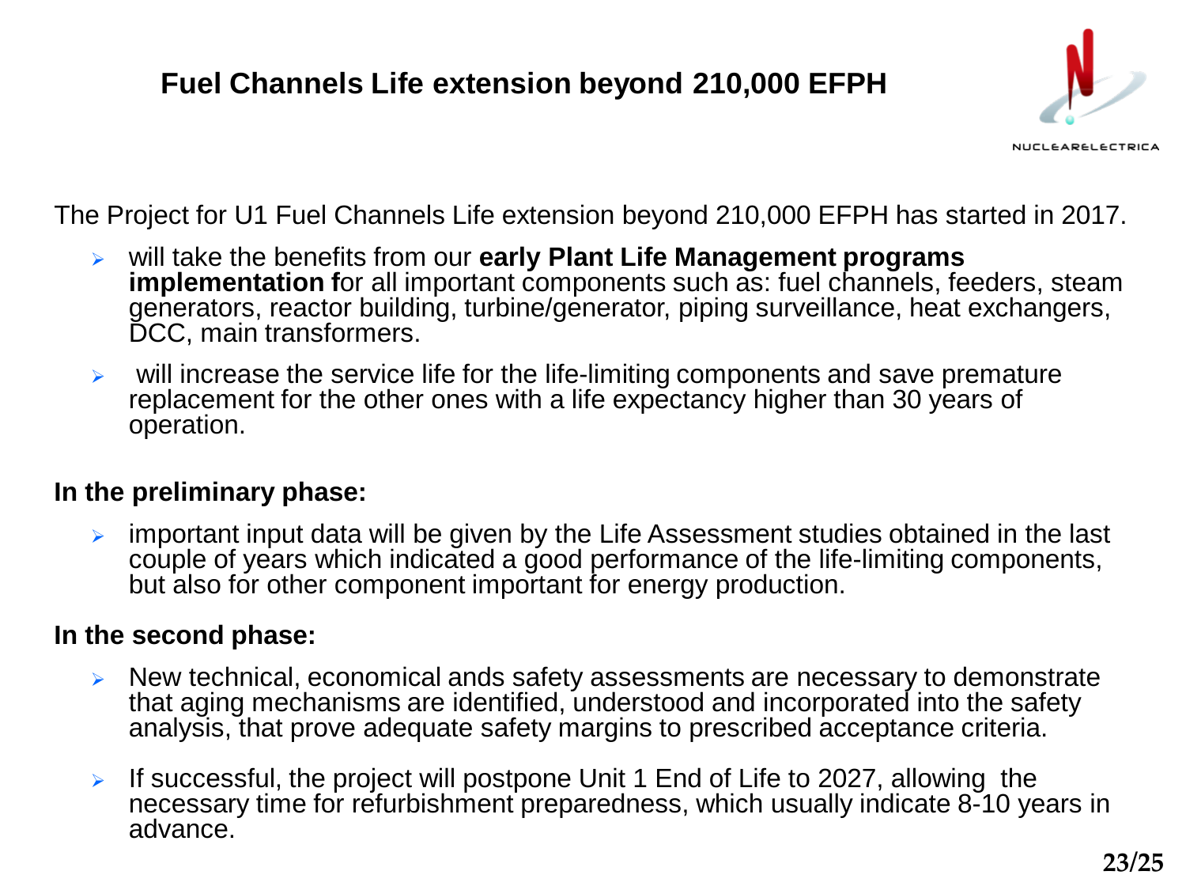# Fuel Channels Life extension beyond 210,000 EFPH

The Project for U1 Fuel Channels Life extension beyond 210,000 EFPH has started in 2017.

- will take the benefits from our **early Plant Life Management programs implementation f**or all important components such as: fuel channels, feeders, steam generators, reactor building, turbine/generator, piping surveillance, heat exchangers, DCC, main transformers.
- will increase the service life for the life-limiting components and save premature replacement for the other ones with a life expectancy higher than 30 years of operation.

**In the preliminary phase:**

- important input data will be given by the Life Assessment studies obtained in the last couple of years which indicated a good performance of the life-limiting components, but also for other component important for energy production.

**In the second phase:**

- New technical, economical ands safety assessments are necessary to demonstrate that aging mechanisms are identified, understood and incorporated into the safety analysis, that prove adequate safety margins to prescribed acceptance criteria.
- If successful, the project will postpone Unit 1 End of Life to 2027, allowing the necessary time for refurbishment preparedness, which usually indicate 8-10 years in advance.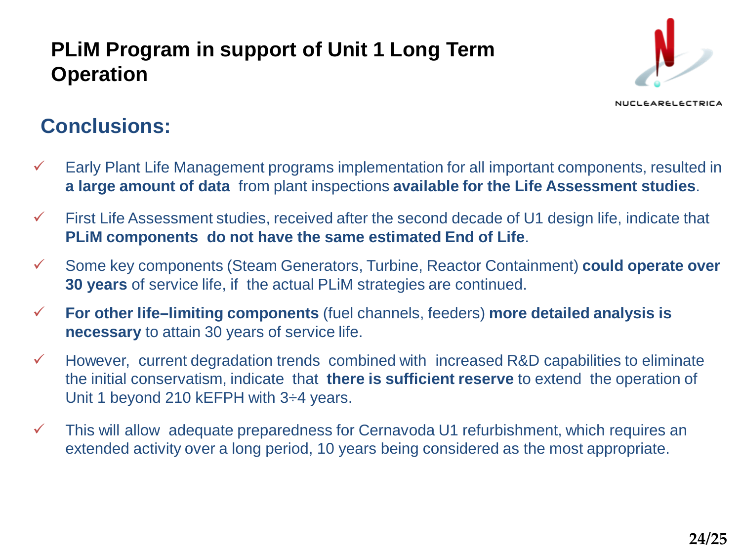# PLiM Program in support of Unit 1 Long Term Operation

NUCLEARELECTRICA

## Conclusions:

- ✓ Early Plant Life Management programs implementation for all important components, resulted in **a large amount of data** from plant inspections **available for the Life Assessment studies**.
- ✓ First Life Assessment studies, received after the second decade of U1 design life, indicate that **PLiM components do not have the same estimated End of Life**.
- ✓ Some key components (Steam Generators, Turbine, Reactor Containment) **could operate over 30 years** of service life, if the actual PLiM strategies are continued.
- ✓ **For other life–limiting components** (fuel channels, feeders) **more detailed analysis is necessary** to attain 30 years of service life.
- ✓ However, current degradation trends combined with increased R&D capabilities to eliminate the initial conservatism, indicate that **there is sufficient reserve** to extend the operation of Unit 1 beyond 210 kEFPH with 3÷4 years.
- ✓ This will allow adequate preparedness for Cernavoda U1 refurbishment, which requires an extended activity over a long period, 10 years being considered as the most appropriate.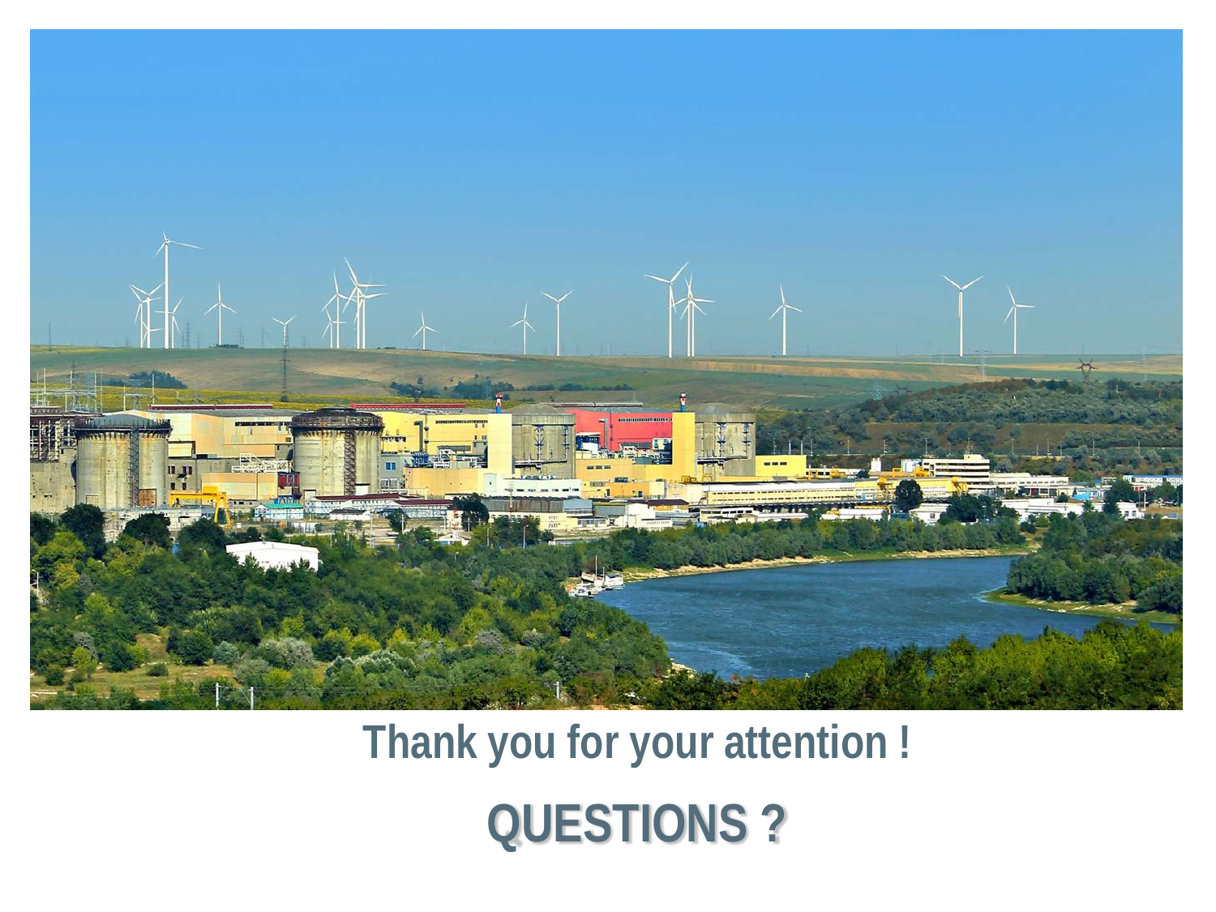Thank you for your attention !

**QUESTIONS ?**